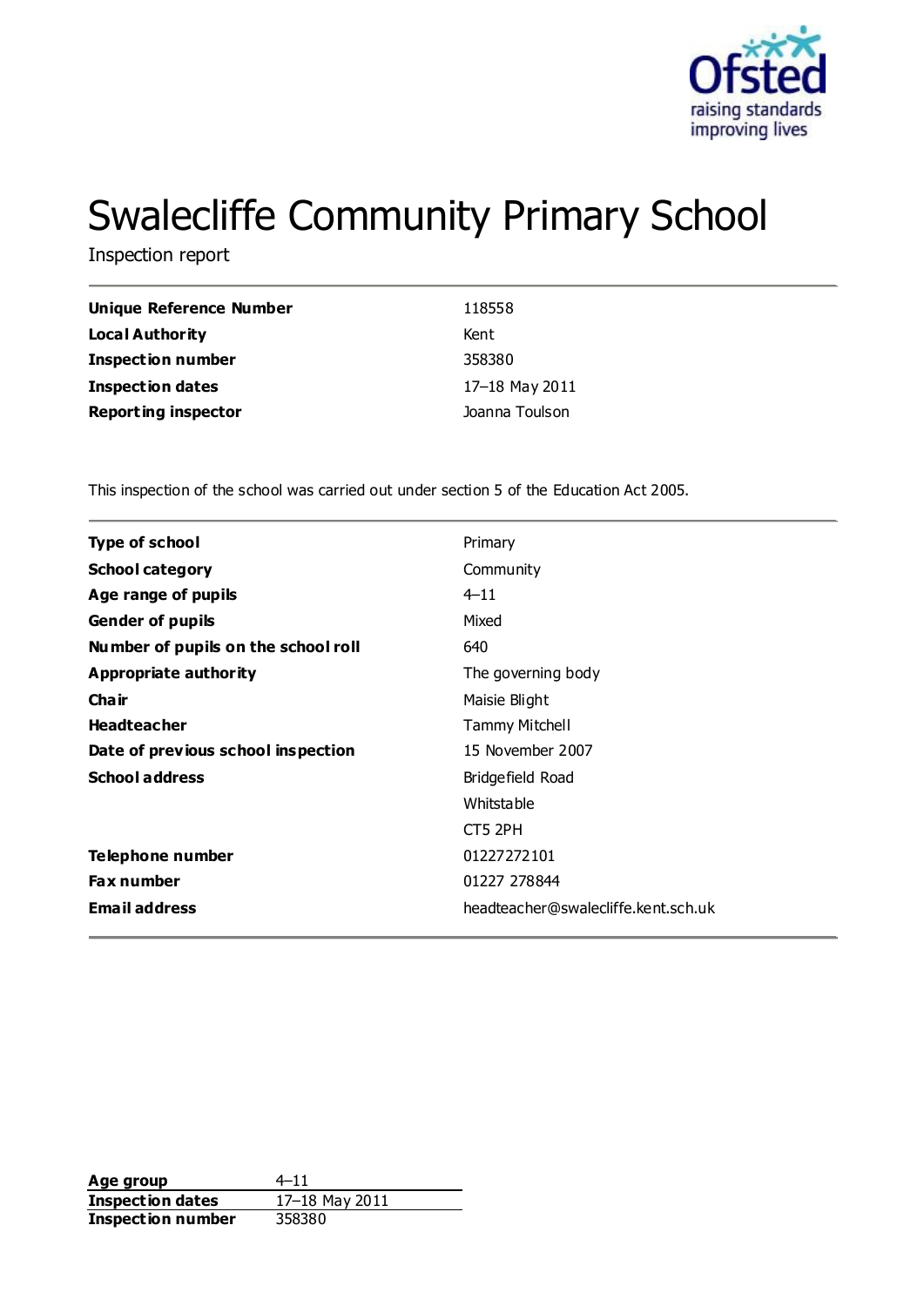# Swalecliffe Community Primary School

Inspection report

| | |
|---|---|
| **Unique Reference Number** | 118558 |
| **Local Authority** | Kent |
| **Inspection number** | 358380 |
| **Inspection dates** | 17–18 May 2011 |
| **Reporting inspector** | Joanna Toulson |

This inspection of the school was carried out under section 5 of the Education Act 2005.

| | |
|---|---|
| **Type of school** | Primary |
| **School category** | Community |
| **Age range of pupils** | 4–11 |
| **Gender of pupils** | Mixed |
| **Number of pupils on the school roll** | 640 |
| **Appropriate authority** | The governing body |
| **Chair** | Maisie Blight |
| **Headteacher** | Tammy Mitchell |
| **Date of previous school inspection** | 15 November 2007 |
| **School address** | Bridgefield Road<br>Whitstable<br>CT5 2PH |
| **Telephone number** | 01227272101 |
| **Fax number** | 01227 278844 |
| **Email address** | headteacher@swalecliffe.kent.sch.uk |

| | |
|---|---|
| **Age group** | 4–11 |
| **Inspection dates** | 17–18 May 2011 |
| **Inspection number** | 358380 |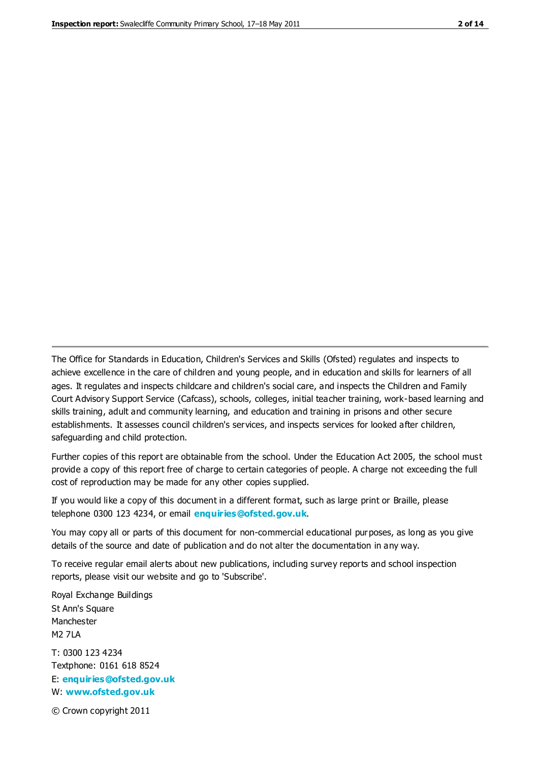The Office for Standards in Education, Children's Services and Skills (Ofsted) regulates and inspects to achieve excellence in the care of children and young people, and in education and skills for learners of all ages. It regulates and inspects childcare and children's social care, and inspects the Children and Family Court Advisory Support Service (Cafcass), schools, colleges, initial teacher training, work-based learning and skills training, adult and community learning, and education and training in prisons and other secure establishments. It assesses council children's services, and inspects services for looked after children, safeguarding and child protection.

Further copies of this report are obtainable from the school. Under the Education Act 2005, the school must provide a copy of this report free of charge to certain categories of people. A charge not exceeding the full cost of reproduction may be made for any other copies supplied.

If you would like a copy of this document in a different format, such as large print or Braille, please telephone 0300 123 4234, or email **enquiries@ofsted.gov.uk**.

You may copy all or parts of this document for non-commercial educational purposes, as long as you give details of the source and date of publication and do not alter the documentation in any way.

To receive regular email alerts about new publications, including survey reports and school inspection reports, please visit our website and go to 'Subscribe'.

Royal Exchange Buildings
St Ann's Square
Manchester
M2 7LA

T: 0300 123 4234
Textphone: 0161 618 8524
E: **enquiries@ofsted.gov.uk**
W: **www.ofsted.gov.uk**

© Crown copyright 2011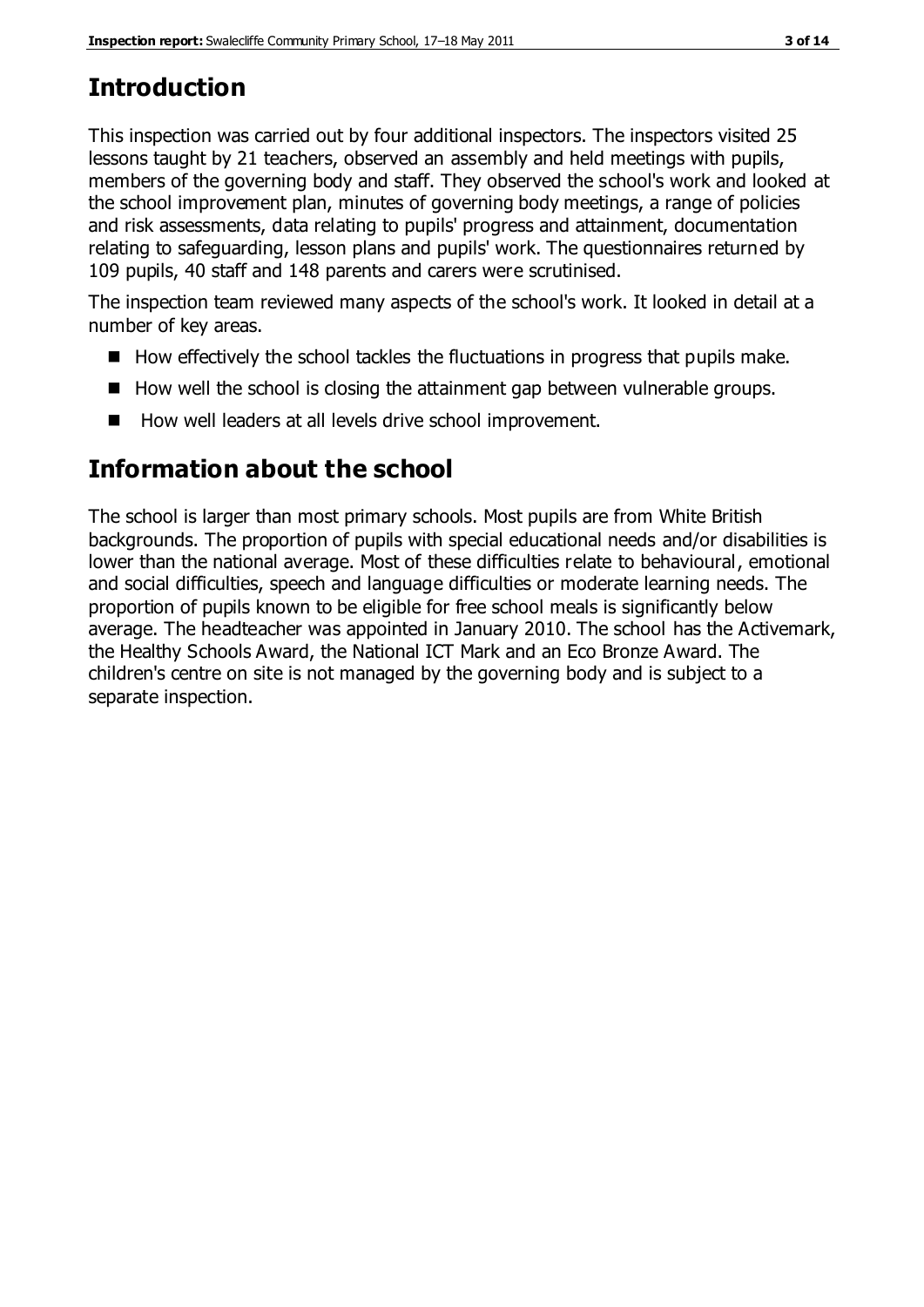## Introduction

This inspection was carried out by four additional inspectors. The inspectors visited 25 lessons taught by 21 teachers, observed an assembly and held meetings with pupils, members of the governing body and staff. They observed the school's work and looked at the school improvement plan, minutes of governing body meetings, a range of policies and risk assessments, data relating to pupils' progress and attainment, documentation relating to safeguarding, lesson plans and pupils' work. The questionnaires returned by 109 pupils, 40 staff and 148 parents and carers were scrutinised.

The inspection team reviewed many aspects of the school's work. It looked in detail at a number of key areas.

- How effectively the school tackles the fluctuations in progress that pupils make.
- How well the school is closing the attainment gap between vulnerable groups.
- How well leaders at all levels drive school improvement.

## Information about the school

The school is larger than most primary schools. Most pupils are from White British backgrounds. The proportion of pupils with special educational needs and/or disabilities is lower than the national average. Most of these difficulties relate to behavioural, emotional and social difficulties, speech and language difficulties or moderate learning needs. The proportion of pupils known to be eligible for free school meals is significantly below average. The headteacher was appointed in January 2010. The school has the Activemark, the Healthy Schools Award, the National ICT Mark and an Eco Bronze Award. The children's centre on site is not managed by the governing body and is subject to a separate inspection.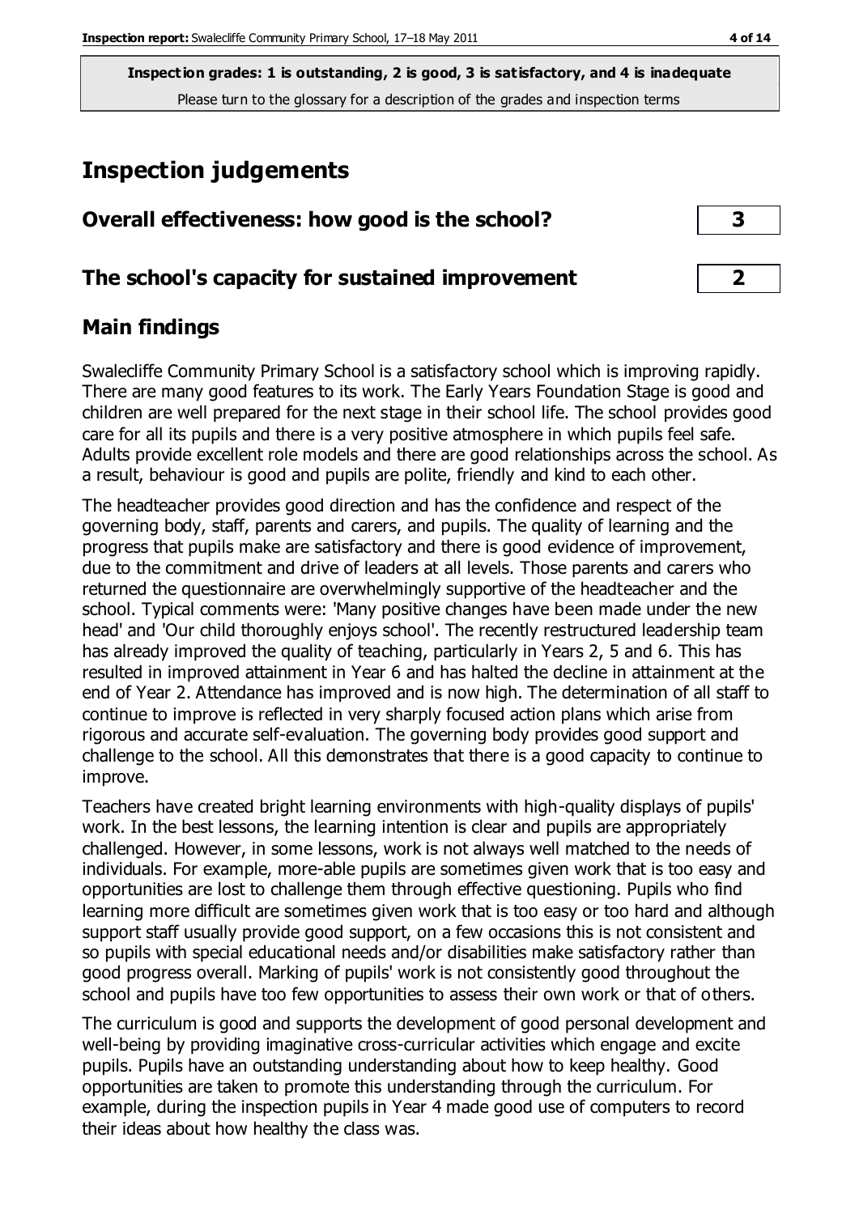**Inspection grades: 1 is outstanding, 2 is good, 3 is satisfactory, and 4 is inadequate**
Please turn to the glossary for a description of the grades and inspection terms

# Inspection judgements

| Overall effectiveness: how good is the school? | 3 |
|---|---|
| The school's capacity for sustained improvement | 2 |

## Main findings

Swalecliffe Community Primary School is a satisfactory school which is improving rapidly. There are many good features to its work. The Early Years Foundation Stage is good and children are well prepared for the next stage in their school life. The school provides good care for all its pupils and there is a very positive atmosphere in which pupils feel safe. Adults provide excellent role models and there are good relationships across the school. As a result, behaviour is good and pupils are polite, friendly and kind to each other.

The headteacher provides good direction and has the confidence and respect of the governing body, staff, parents and carers, and pupils. The quality of learning and the progress that pupils make are satisfactory and there is good evidence of improvement, due to the commitment and drive of leaders at all levels. Those parents and carers who returned the questionnaire are overwhelmingly supportive of the headteacher and the school. Typical comments were: 'Many positive changes have been made under the new head' and 'Our child thoroughly enjoys school'. The recently restructured leadership team has already improved the quality of teaching, particularly in Years 2, 5 and 6. This has resulted in improved attainment in Year 6 and has halted the decline in attainment at the end of Year 2. Attendance has improved and is now high. The determination of all staff to continue to improve is reflected in very sharply focused action plans which arise from rigorous and accurate self-evaluation. The governing body provides good support and challenge to the school. All this demonstrates that there is a good capacity to continue to improve.

Teachers have created bright learning environments with high-quality displays of pupils' work. In the best lessons, the learning intention is clear and pupils are appropriately challenged. However, in some lessons, work is not always well matched to the needs of individuals. For example, more-able pupils are sometimes given work that is too easy and opportunities are lost to challenge them through effective questioning. Pupils who find learning more difficult are sometimes given work that is too easy or too hard and although support staff usually provide good support, on a few occasions this is not consistent and so pupils with special educational needs and/or disabilities make satisfactory rather than good progress overall. Marking of pupils' work is not consistently good throughout the school and pupils have too few opportunities to assess their own work or that of others.

The curriculum is good and supports the development of good personal development and well-being by providing imaginative cross-curricular activities which engage and excite pupils. Pupils have an outstanding understanding about how to keep healthy. Good opportunities are taken to promote this understanding through the curriculum. For example, during the inspection pupils in Year 4 made good use of computers to record their ideas about how healthy the class was.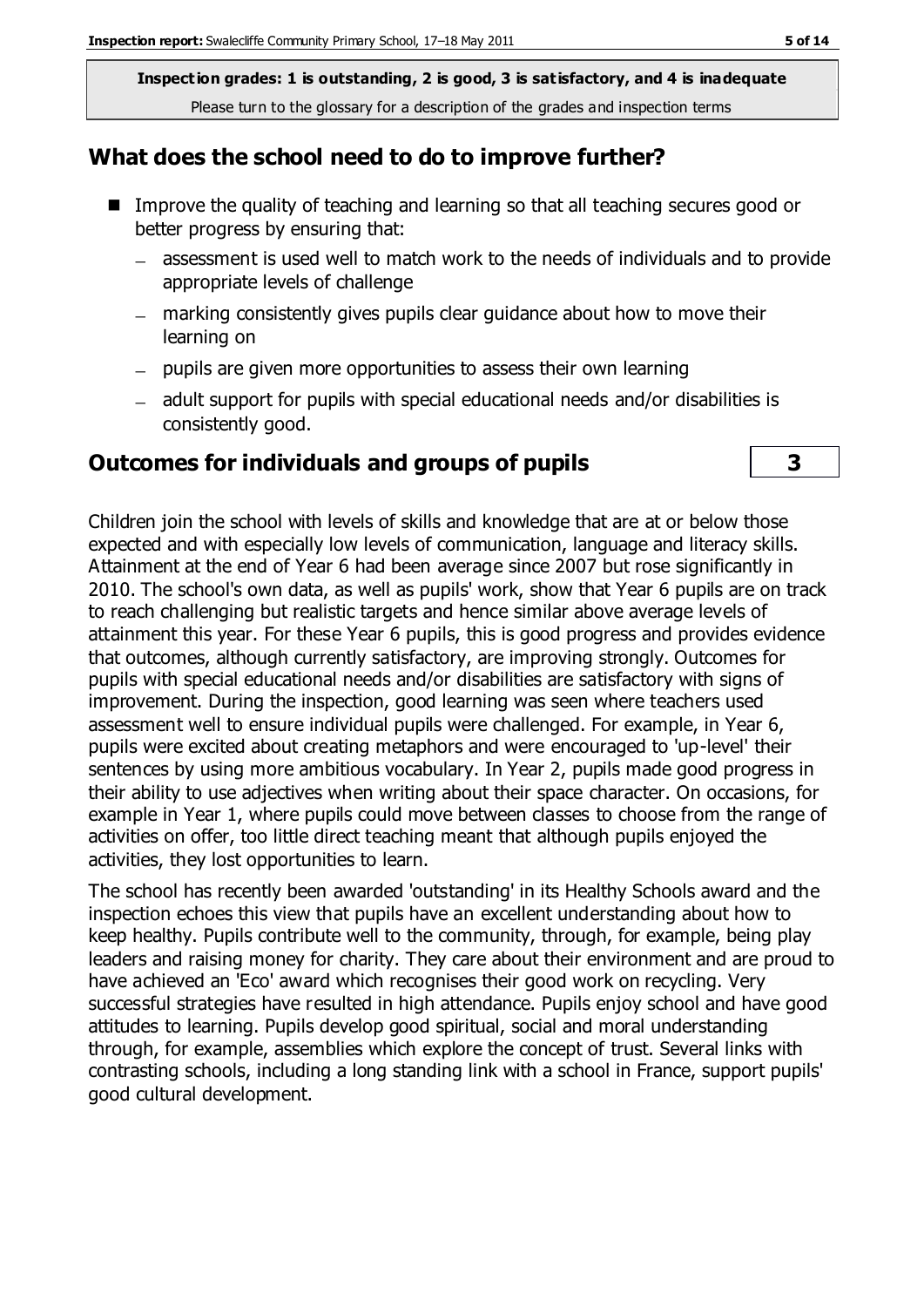**Inspection grades: 1 is outstanding, 2 is good, 3 is satisfactory, and 4 is inadequate**
Please turn to the glossary for a description of the grades and inspection terms

## What does the school need to do to improve further?

- Improve the quality of teaching and learning so that all teaching secures good or better progress by ensuring that:
  - assessment is used well to match work to the needs of individuals and to provide appropriate levels of challenge
  - marking consistently gives pupils clear guidance about how to move their learning on
  - pupils are given more opportunities to assess their own learning
  - adult support for pupils with special educational needs and/or disabilities is consistently good.

## Outcomes for individuals and groups of pupils — 3

Children join the school with levels of skills and knowledge that are at or below those expected and with especially low levels of communication, language and literacy skills. Attainment at the end of Year 6 had been average since 2007 but rose significantly in 2010. The school's own data, as well as pupils' work, show that Year 6 pupils are on track to reach challenging but realistic targets and hence similar above average levels of attainment this year. For these Year 6 pupils, this is good progress and provides evidence that outcomes, although currently satisfactory, are improving strongly. Outcomes for pupils with special educational needs and/or disabilities are satisfactory with signs of improvement. During the inspection, good learning was seen where teachers used assessment well to ensure individual pupils were challenged. For example, in Year 6, pupils were excited about creating metaphors and were encouraged to 'up-level' their sentences by using more ambitious vocabulary. In Year 2, pupils made good progress in their ability to use adjectives when writing about their space character. On occasions, for example in Year 1, where pupils could move between classes to choose from the range of activities on offer, too little direct teaching meant that although pupils enjoyed the activities, they lost opportunities to learn.

The school has recently been awarded 'outstanding' in its Healthy Schools award and the inspection echoes this view that pupils have an excellent understanding about how to keep healthy. Pupils contribute well to the community, through, for example, being play leaders and raising money for charity. They care about their environment and are proud to have achieved an 'Eco' award which recognises their good work on recycling. Very successful strategies have resulted in high attendance. Pupils enjoy school and have good attitudes to learning. Pupils develop good spiritual, social and moral understanding through, for example, assemblies which explore the concept of trust. Several links with contrasting schools, including a long standing link with a school in France, support pupils' good cultural development.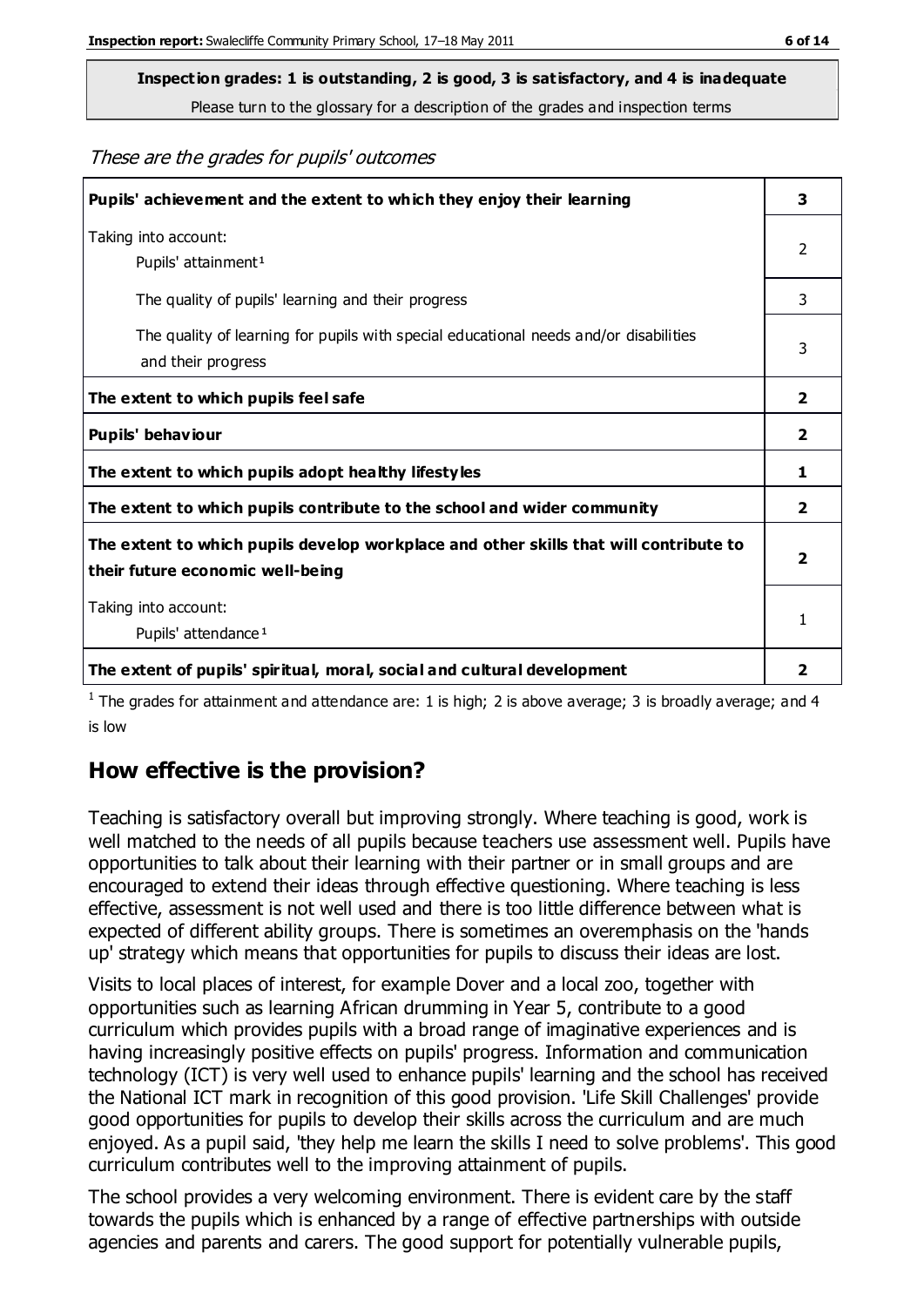**Inspection grades: 1 is outstanding, 2 is good, 3 is satisfactory, and 4 is inadequate**

Please turn to the glossary for a description of the grades and inspection terms

*These are the grades for pupils' outcomes*

| | |
|---|---|
| **Pupils' achievement and the extent to which they enjoy their learning** | **3** |
| Taking into account: Pupils' attainment[1] | 2 |
| The quality of pupils' learning and their progress | 3 |
| The quality of learning for pupils with special educational needs and/or disabilities and their progress | 3 |
| **The extent to which pupils feel safe** | **2** |
| **Pupils' behaviour** | **2** |
| **The extent to which pupils adopt healthy lifestyles** | **1** |
| **The extent to which pupils contribute to the school and wider community** | **2** |
| **The extent to which pupils develop workplace and other skills that will contribute to their future economic well-being** | **2** |
| Taking into account: Pupils' attendance[1] | 1 |
| **The extent of pupils' spiritual, moral, social and cultural development** | **2** |

[1] The grades for attainment and attendance are: 1 is high; 2 is above average; 3 is broadly average; and 4 is low

## How effective is the provision?

Teaching is satisfactory overall but improving strongly. Where teaching is good, work is well matched to the needs of all pupils because teachers use assessment well. Pupils have opportunities to talk about their learning with their partner or in small groups and are encouraged to extend their ideas through effective questioning. Where teaching is less effective, assessment is not well used and there is too little difference between what is expected of different ability groups. There is sometimes an overemphasis on the 'hands up' strategy which means that opportunities for pupils to discuss their ideas are lost.

Visits to local places of interest, for example Dover and a local zoo, together with opportunities such as learning African drumming in Year 5, contribute to a good curriculum which provides pupils with a broad range of imaginative experiences and is having increasingly positive effects on pupils' progress. Information and communication technology (ICT) is very well used to enhance pupils' learning and the school has received the National ICT mark in recognition of this good provision. 'Life Skill Challenges' provide good opportunities for pupils to develop their skills across the curriculum and are much enjoyed. As a pupil said, 'they help me learn the skills I need to solve problems'. This good curriculum contributes well to the improving attainment of pupils.

The school provides a very welcoming environment. There is evident care by the staff towards the pupils which is enhanced by a range of effective partnerships with outside agencies and parents and carers. The good support for potentially vulnerable pupils,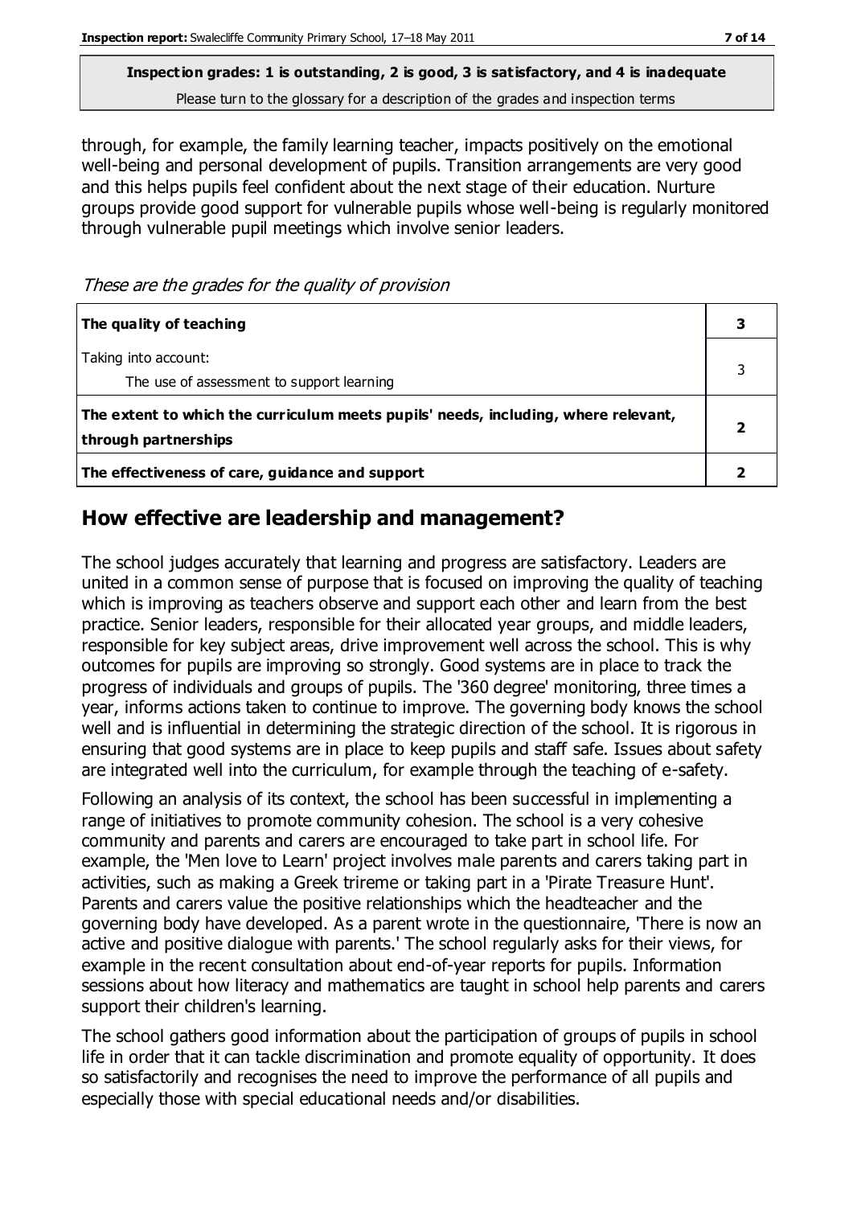**Inspection grades: 1 is outstanding, 2 is good, 3 is satisfactory, and 4 is inadequate**
Please turn to the glossary for a description of the grades and inspection terms

through, for example, the family learning teacher, impacts positively on the emotional well-being and personal development of pupils. Transition arrangements are very good and this helps pupils feel confident about the next stage of their education. Nurture groups provide good support for vulnerable pupils whose well-being is regularly monitored through vulnerable pupil meetings which involve senior leaders.

*These are the grades for the quality of provision*

| | |
|---|---|
| **The quality of teaching** | **3** |
| Taking into account:<br>The use of assessment to support learning | 3 |
| **The extent to which the curriculum meets pupils' needs, including, where relevant, through partnerships** | **2** |
| **The effectiveness of care, guidance and support** | **2** |

## How effective are leadership and management?

The school judges accurately that learning and progress are satisfactory. Leaders are united in a common sense of purpose that is focused on improving the quality of teaching which is improving as teachers observe and support each other and learn from the best practice. Senior leaders, responsible for their allocated year groups, and middle leaders, responsible for key subject areas, drive improvement well across the school. This is why outcomes for pupils are improving so strongly. Good systems are in place to track the progress of individuals and groups of pupils. The '360 degree' monitoring, three times a year, informs actions taken to continue to improve. The governing body knows the school well and is influential in determining the strategic direction of the school. It is rigorous in ensuring that good systems are in place to keep pupils and staff safe. Issues about safety are integrated well into the curriculum, for example through the teaching of e-safety.

Following an analysis of its context, the school has been successful in implementing a range of initiatives to promote community cohesion. The school is a very cohesive community and parents and carers are encouraged to take part in school life. For example, the 'Men love to Learn' project involves male parents and carers taking part in activities, such as making a Greek trireme or taking part in a 'Pirate Treasure Hunt'. Parents and carers value the positive relationships which the headteacher and the governing body have developed. As a parent wrote in the questionnaire, 'There is now an active and positive dialogue with parents.' The school regularly asks for their views, for example in the recent consultation about end-of-year reports for pupils. Information sessions about how literacy and mathematics are taught in school help parents and carers support their children's learning.

The school gathers good information about the participation of groups of pupils in school life in order that it can tackle discrimination and promote equality of opportunity. It does so satisfactorily and recognises the need to improve the performance of all pupils and especially those with special educational needs and/or disabilities.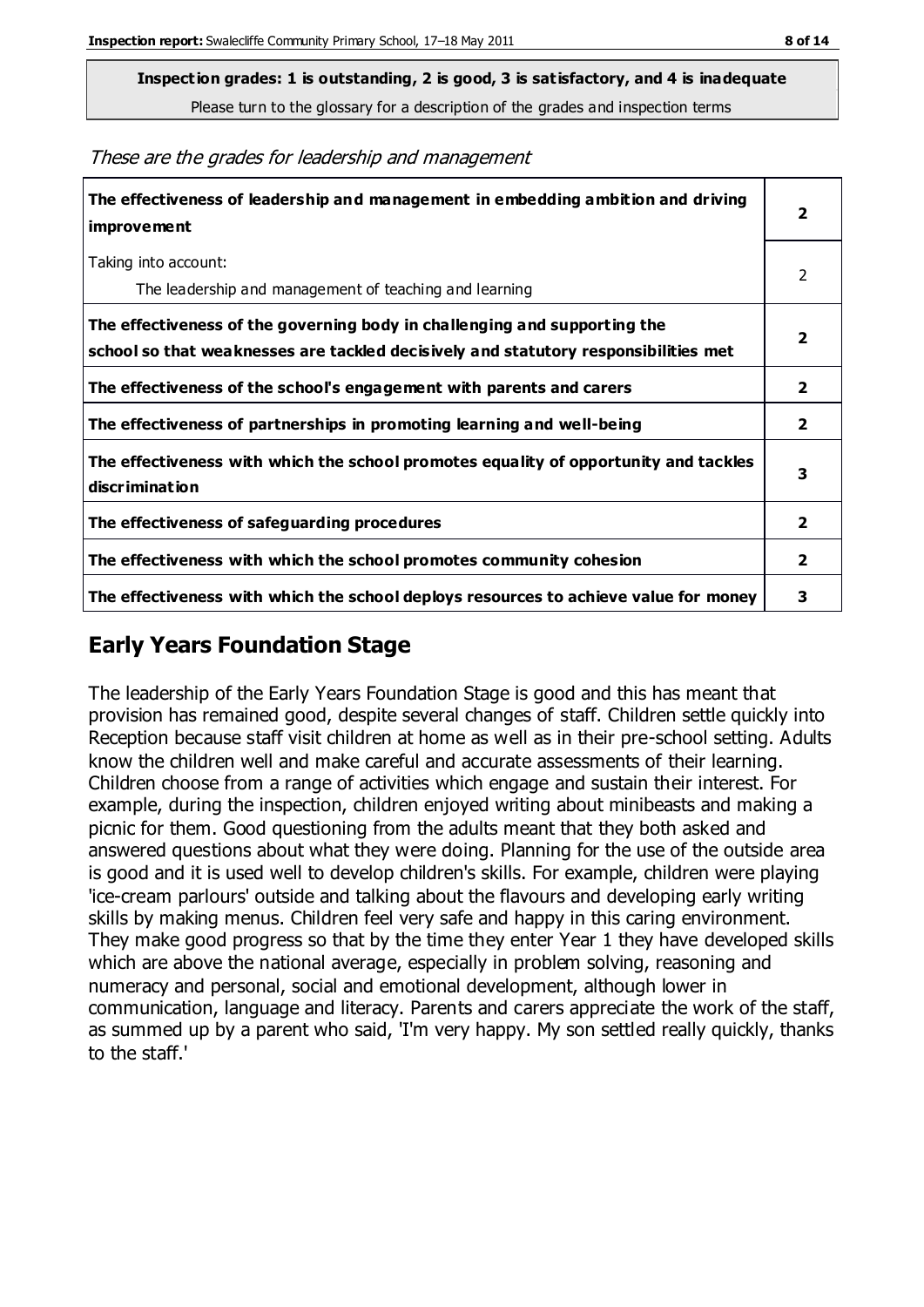**Inspection grades: 1 is outstanding, 2 is good, 3 is satisfactory, and 4 is inadequate**
Please turn to the glossary for a description of the grades and inspection terms

*These are the grades for leadership and management*

| | |
|---|---|
| **The effectiveness of leadership and management in embedding ambition and driving improvement** | **2** |
| Taking into account: The leadership and management of teaching and learning | 2 |
| **The effectiveness of the governing body in challenging and supporting the school so that weaknesses are tackled decisively and statutory responsibilities met** | **2** |
| **The effectiveness of the school's engagement with parents and carers** | **2** |
| **The effectiveness of partnerships in promoting learning and well-being** | **2** |
| **The effectiveness with which the school promotes equality of opportunity and tackles discrimination** | **3** |
| **The effectiveness of safeguarding procedures** | **2** |
| **The effectiveness with which the school promotes community cohesion** | **2** |
| **The effectiveness with which the school deploys resources to achieve value for money** | **3** |

## Early Years Foundation Stage

The leadership of the Early Years Foundation Stage is good and this has meant that provision has remained good, despite several changes of staff. Children settle quickly into Reception because staff visit children at home as well as in their pre-school setting. Adults know the children well and make careful and accurate assessments of their learning. Children choose from a range of activities which engage and sustain their interest. For example, during the inspection, children enjoyed writing about minibeasts and making a picnic for them. Good questioning from the adults meant that they both asked and answered questions about what they were doing. Planning for the use of the outside area is good and it is used well to develop children's skills. For example, children were playing 'ice-cream parlours' outside and talking about the flavours and developing early writing skills by making menus. Children feel very safe and happy in this caring environment. They make good progress so that by the time they enter Year 1 they have developed skills which are above the national average, especially in problem solving, reasoning and numeracy and personal, social and emotional development, although lower in communication, language and literacy. Parents and carers appreciate the work of the staff, as summed up by a parent who said, 'I'm very happy. My son settled really quickly, thanks to the staff.'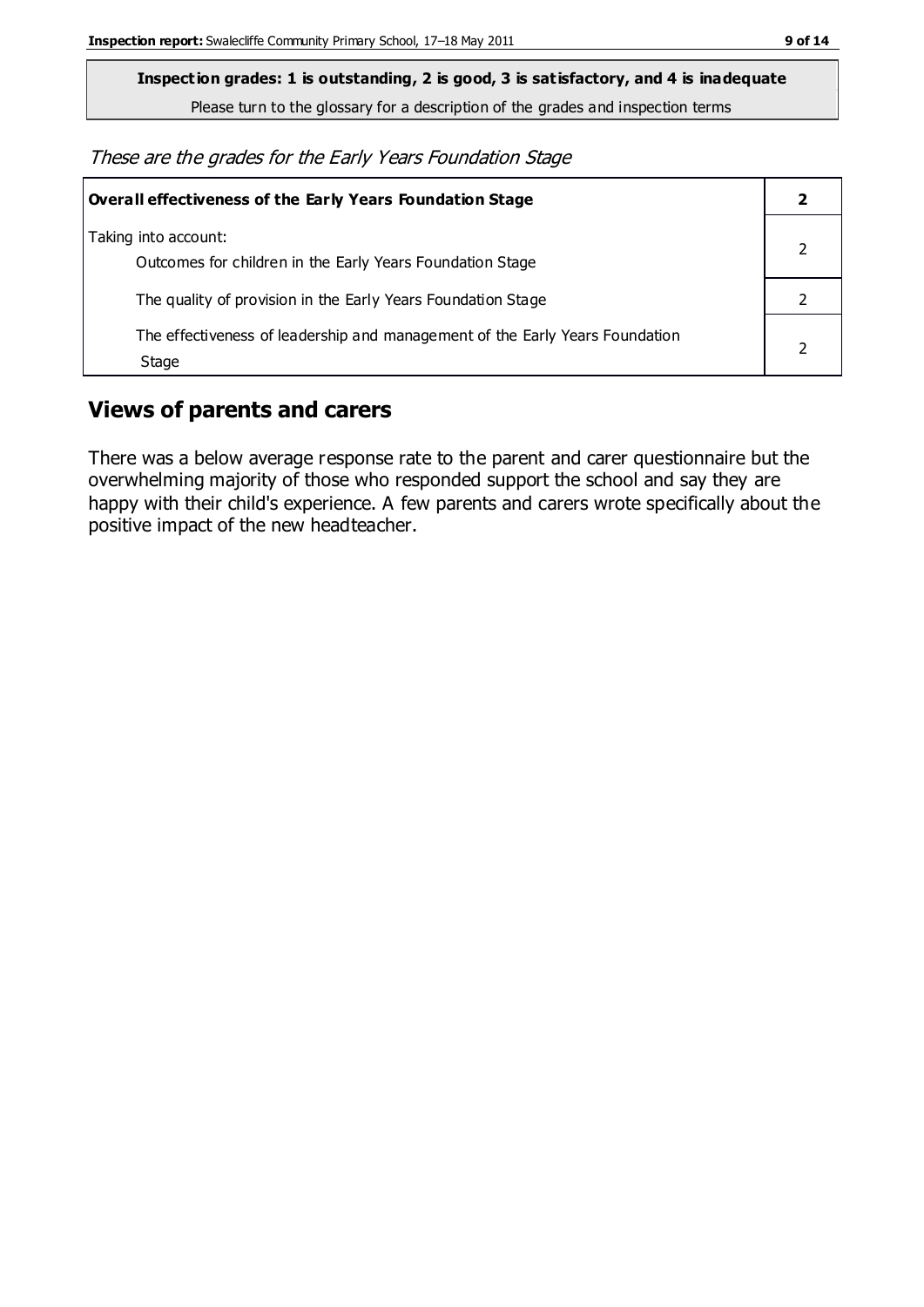**Inspection grades: 1 is outstanding, 2 is good, 3 is satisfactory, and 4 is inadequate**

Please turn to the glossary for a description of the grades and inspection terms

*These are the grades for the Early Years Foundation Stage*

| **Overall effectiveness of the Early Years Foundation Stage** | **2** |
|---|---|
| Taking into account:<br>Outcomes for children in the Early Years Foundation Stage | 2 |
| The quality of provision in the Early Years Foundation Stage | 2 |
| The effectiveness of leadership and management of the Early Years Foundation Stage | 2 |

## Views of parents and carers

There was a below average response rate to the parent and carer questionnaire but the overwhelming majority of those who responded support the school and say they are happy with their child's experience. A few parents and carers wrote specifically about the positive impact of the new headteacher.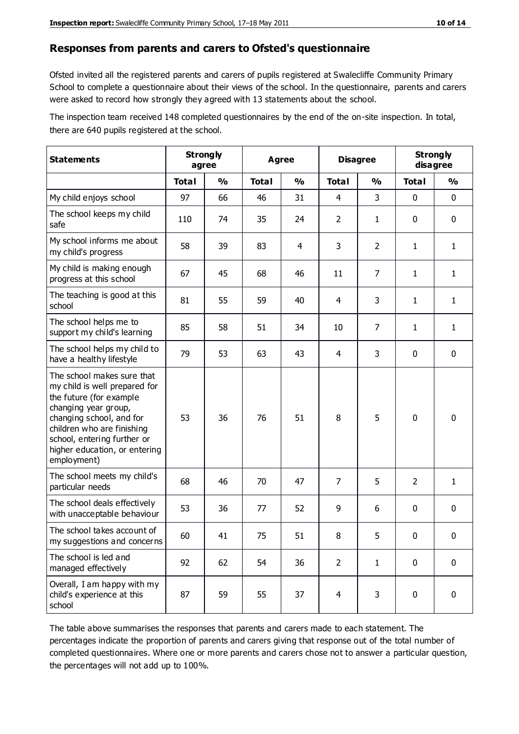## Responses from parents and carers to Ofsted's questionnaire

Ofsted invited all the registered parents and carers of pupils registered at Swalecliffe Community Primary School to complete a questionnaire about their views of the school. In the questionnaire, parents and carers were asked to record how strongly they agreed with 13 statements about the school.

The inspection team received 148 completed questionnaires by the end of the on-site inspection. In total, there are 640 pupils registered at the school.

| Statements | Strongly agree | | Agree | | Disagree | | Strongly disagree | |
|---|---|---|---|---|---|---|---|---|
| | Total | % | Total | % | Total | % | Total | % |
| My child enjoys school | 97 | 66 | 46 | 31 | 4 | 3 | 0 | 0 |
| The school keeps my child safe | 110 | 74 | 35 | 24 | 2 | 1 | 0 | 0 |
| My school informs me about my child's progress | 58 | 39 | 83 | 4 | 3 | 2 | 1 | 1 |
| My child is making enough progress at this school | 67 | 45 | 68 | 46 | 11 | 7 | 1 | 1 |
| The teaching is good at this school | 81 | 55 | 59 | 40 | 4 | 3 | 1 | 1 |
| The school helps me to support my child's learning | 85 | 58 | 51 | 34 | 10 | 7 | 1 | 1 |
| The school helps my child to have a healthy lifestyle | 79 | 53 | 63 | 43 | 4 | 3 | 0 | 0 |
| The school makes sure that my child is well prepared for the future (for example changing year group, changing school, and for children who are finishing school, entering further or higher education, or entering employment) | 53 | 36 | 76 | 51 | 8 | 5 | 0 | 0 |
| The school meets my child's particular needs | 68 | 46 | 70 | 47 | 7 | 5 | 2 | 1 |
| The school deals effectively with unacceptable behaviour | 53 | 36 | 77 | 52 | 9 | 6 | 0 | 0 |
| The school takes account of my suggestions and concerns | 60 | 41 | 75 | 51 | 8 | 5 | 0 | 0 |
| The school is led and managed effectively | 92 | 62 | 54 | 36 | 2 | 1 | 0 | 0 |
| Overall, I am happy with my child's experience at this school | 87 | 59 | 55 | 37 | 4 | 3 | 0 | 0 |

The table above summarises the responses that parents and carers made to each statement. The percentages indicate the proportion of parents and carers giving that response out of the total number of completed questionnaires. Where one or more parents and carers chose not to answer a particular question, the percentages will not add up to 100%.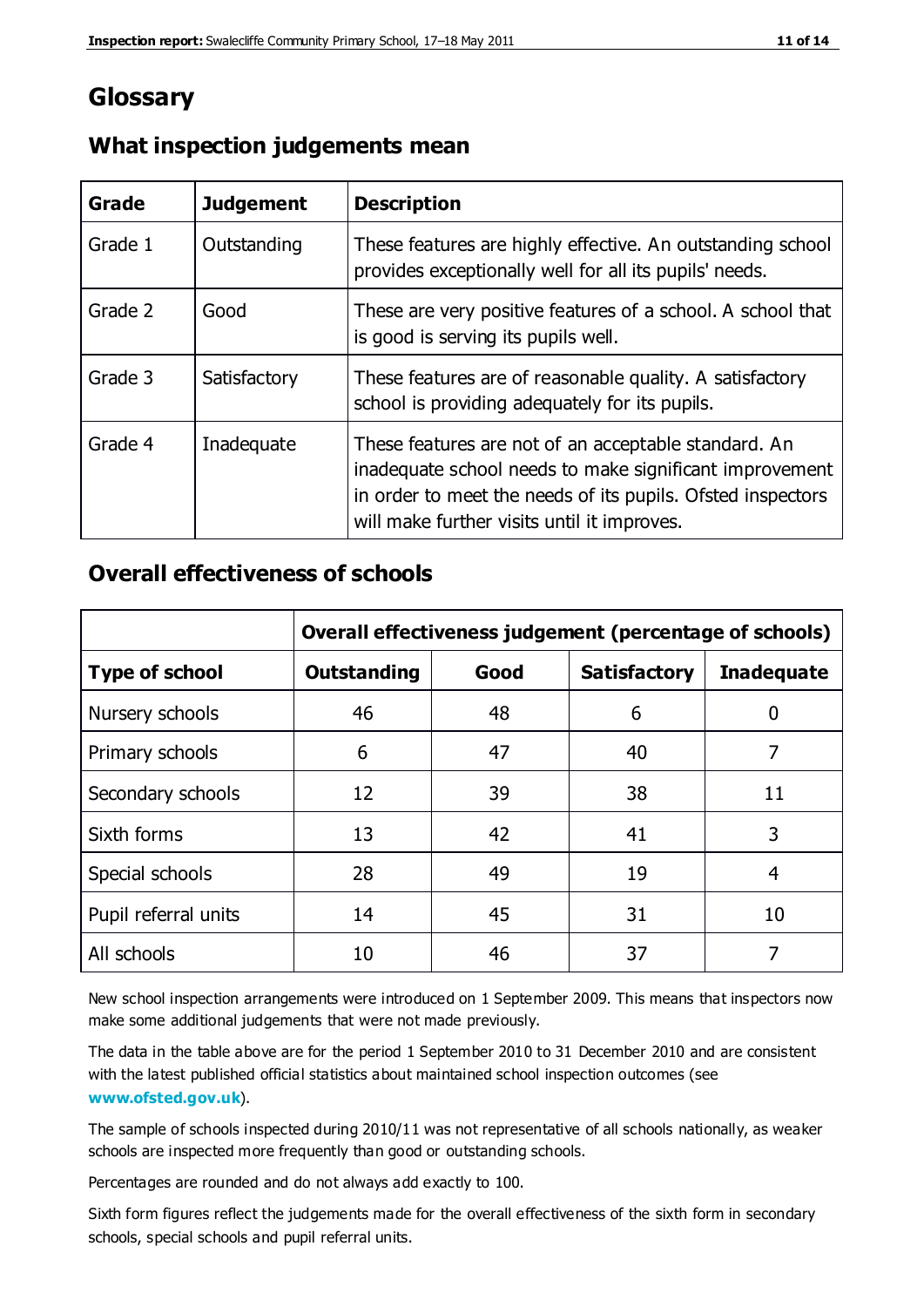# Glossary

## What inspection judgements mean

| Grade | Judgement | Description |
|---|---|---|
| Grade 1 | Outstanding | These features are highly effective. An outstanding school provides exceptionally well for all its pupils' needs. |
| Grade 2 | Good | These are very positive features of a school. A school that is good is serving its pupils well. |
| Grade 3 | Satisfactory | These features are of reasonable quality. A satisfactory school is providing adequately for its pupils. |
| Grade 4 | Inadequate | These features are not of an acceptable standard. An inadequate school needs to make significant improvement in order to meet the needs of its pupils. Ofsted inspectors will make further visits until it improves. |

## Overall effectiveness of schools

| | Overall effectiveness judgement (percentage of schools) | | | |
|---|---|---|---|---|
| **Type of school** | **Outstanding** | **Good** | **Satisfactory** | **Inadequate** |
| Nursery schools | 46 | 48 | 6 | 0 |
| Primary schools | 6 | 47 | 40 | 7 |
| Secondary schools | 12 | 39 | 38 | 11 |
| Sixth forms | 13 | 42 | 41 | 3 |
| Special schools | 28 | 49 | 19 | 4 |
| Pupil referral units | 14 | 45 | 31 | 10 |
| All schools | 10 | 46 | 37 | 7 |

New school inspection arrangements were introduced on 1 September 2009. This means that inspectors now make some additional judgements that were not made previously.

The data in the table above are for the period 1 September 2010 to 31 December 2010 and are consistent with the latest published official statistics about maintained school inspection outcomes (see **www.ofsted.gov.uk**).

The sample of schools inspected during 2010/11 was not representative of all schools nationally, as weaker schools are inspected more frequently than good or outstanding schools.

Percentages are rounded and do not always add exactly to 100.

Sixth form figures reflect the judgements made for the overall effectiveness of the sixth form in secondary schools, special schools and pupil referral units.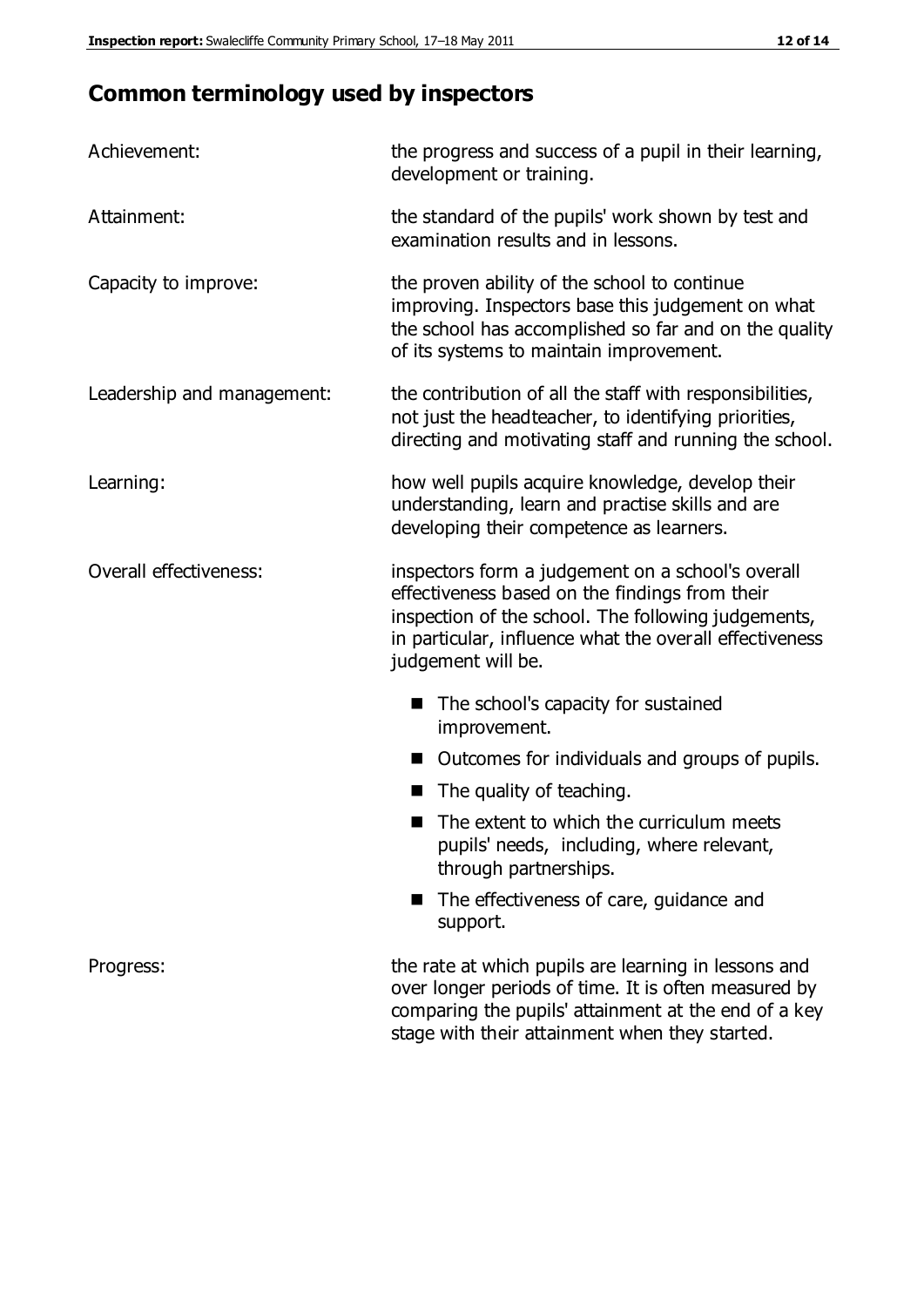## Common terminology used by inspectors

| | |
|---|---|
| Achievement: | the progress and success of a pupil in their learning, development or training. |
| Attainment: | the standard of the pupils' work shown by test and examination results and in lessons. |
| Capacity to improve: | the proven ability of the school to continue improving. Inspectors base this judgement on what the school has accomplished so far and on the quality of its systems to maintain improvement. |
| Leadership and management: | the contribution of all the staff with responsibilities, not just the headteacher, to identifying priorities, directing and motivating staff and running the school. |
| Learning: | how well pupils acquire knowledge, develop their understanding, learn and practise skills and are developing their competence as learners. |
| Overall effectiveness: | inspectors form a judgement on a school's overall effectiveness based on the findings from their inspection of the school. The following judgements, in particular, influence what the overall effectiveness judgement will be.<br>■ The school's capacity for sustained improvement.<br>■ Outcomes for individuals and groups of pupils.<br>■ The quality of teaching.<br>■ The extent to which the curriculum meets pupils' needs, including, where relevant, through partnerships.<br>■ The effectiveness of care, guidance and support. |
| Progress: | the rate at which pupils are learning in lessons and over longer periods of time. It is often measured by comparing the pupils' attainment at the end of a key stage with their attainment when they started. |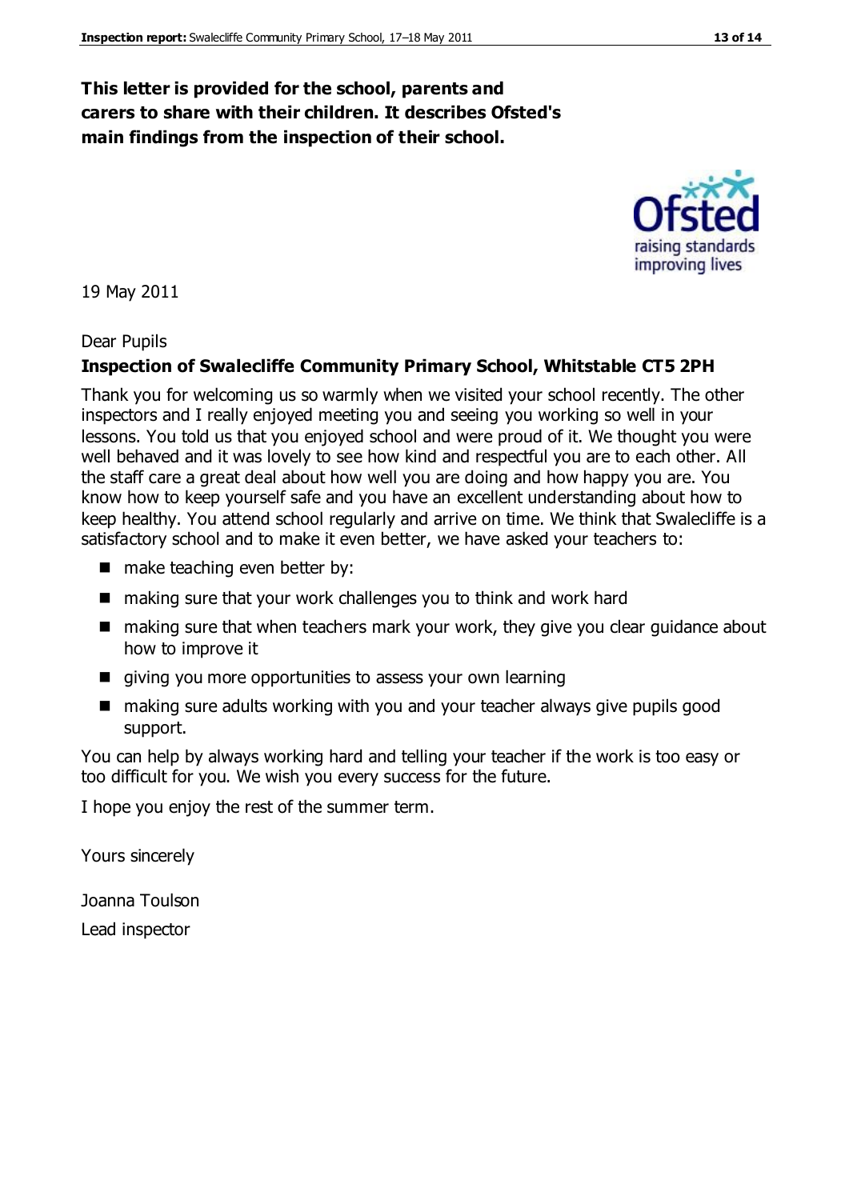**This letter is provided for the school, parents and carers to share with their children. It describes Ofsted's main findings from the inspection of their school.**

19 May 2011

Dear Pupils

**Inspection of Swalecliffe Community Primary School, Whitstable CT5 2PH**

Thank you for welcoming us so warmly when we visited your school recently. The other inspectors and I really enjoyed meeting you and seeing you working so well in your lessons. You told us that you enjoyed school and were proud of it. We thought you were well behaved and it was lovely to see how kind and respectful you are to each other. All the staff care a great deal about how well you are doing and how happy you are. You know how to keep yourself safe and you have an excellent understanding about how to keep healthy. You attend school regularly and arrive on time. We think that Swalecliffe is a satisfactory school and to make it even better, we have asked your teachers to:

- make teaching even better by:
- making sure that your work challenges you to think and work hard
- making sure that when teachers mark your work, they give you clear guidance about how to improve it
- giving you more opportunities to assess your own learning
- making sure adults working with you and your teacher always give pupils good support.

You can help by always working hard and telling your teacher if the work is too easy or too difficult for you. We wish you every success for the future.

I hope you enjoy the rest of the summer term.

Yours sincerely

Joanna Toulson

Lead inspector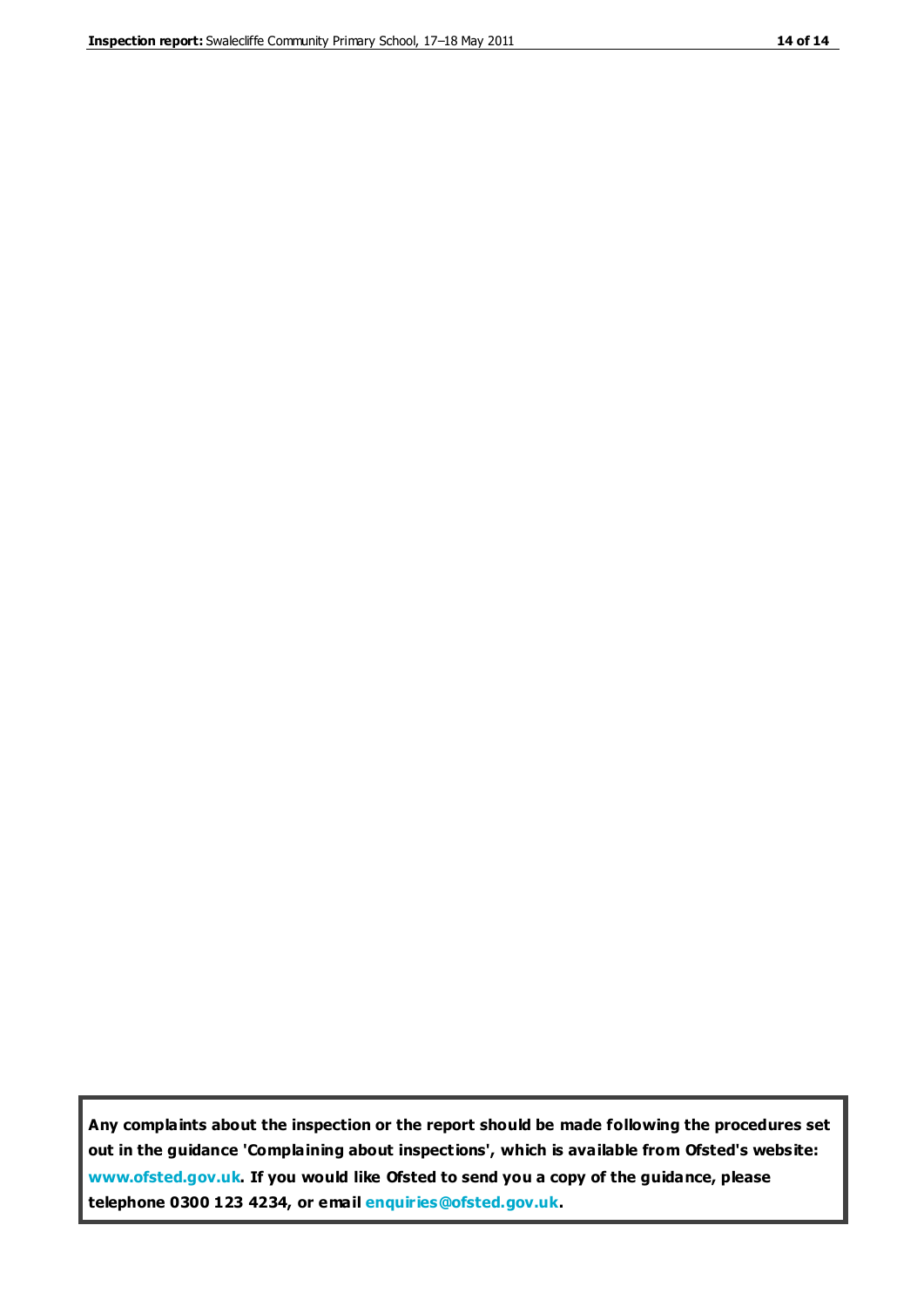**Any complaints about the inspection or the report should be made following the procedures set out in the guidance 'Complaining about inspections', which is available from Ofsted's website: www.ofsted.gov.uk. If you would like Ofsted to send you a copy of the guidance, please telephone 0300 123 4234, or email enquiries@ofsted.gov.uk.**